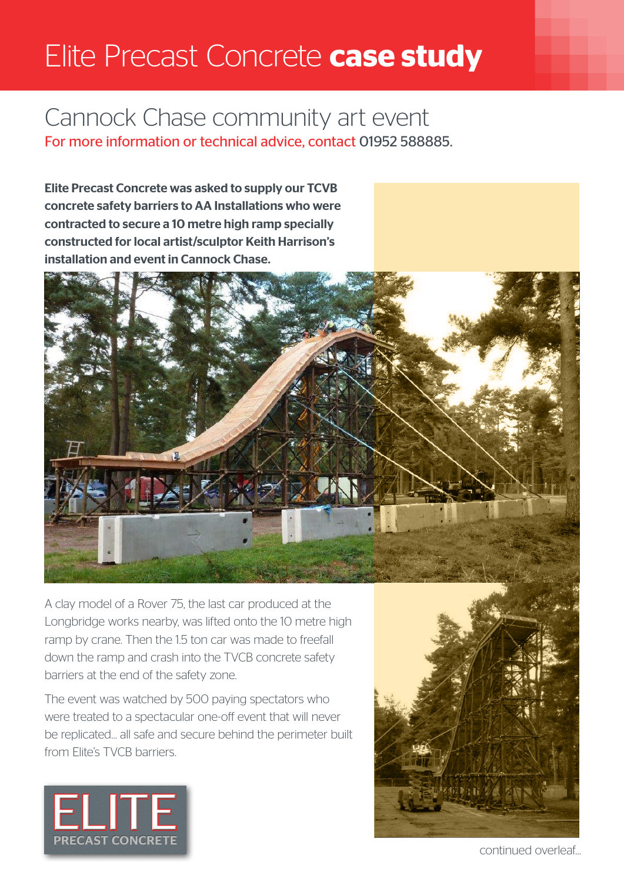# Elite Precast Concrete **case study**

## Cannock Chase community art event

For more information or technical advice, contact 01952 588885.

**Elite Precast Concrete was asked to supply our TCVB concrete safety barriers to AA Installations who were contracted to secure a 10 metre high ramp specially constructed for local artist/sculptor Keith Harrison's installation and event in Cannock Chase.**

A clay model of a Rover 75, the last car produced at the Longbridge works nearby, was lifted onto the 10 metre high ramp by crane. Then the 1.5 ton car was made to freefall down the ramp and crash into the TVCB concrete safety barriers at the end of the safety zone.

The event was watched by 500 paying spectators who were treated to a spectacular one-off event that will never be replicated... all safe and secure behind the perimeter built from Elite's TVCB barriers.

ELITE PRECAST CONCRETE

continued overleaf...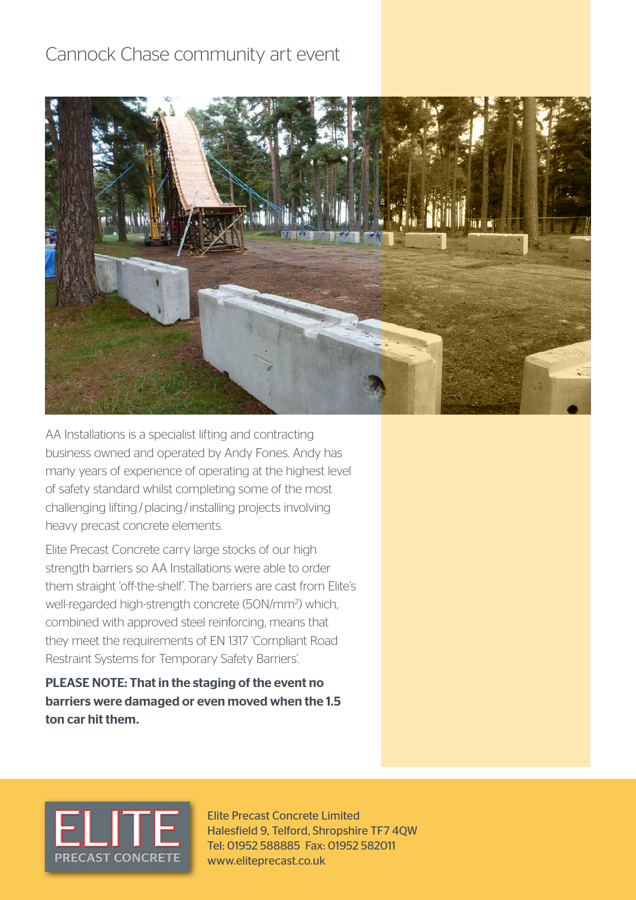# Cannock Chase community art event

AA Installations is a specialist lifting and contracting business owned and operated by Andy Fones. Andy has many years of experience of operating at the highest level of safety standard whilst completing some of the most challenging lifting / placing / installing projects involving heavy precast concrete elements.

Elite Precast Concrete carry large stocks of our high strength barriers so AA Installations were able to order them straight 'off-the-shelf'. The barriers are cast from Elite's well-regarded high-strength concrete (50N/mm$^2$) which, combined with approved steel reinforcing, means that they meet the requirements of EN 1317 'Compliant Road Restraint Systems for Temporary Safety Barriers'.

**PLEASE NOTE: That in the staging of the event no barriers were damaged or even moved when the 1.5 ton car hit them.**

ELITE PRECAST CONCRETE

Elite Precast Concrete Limited
Halesfield 9, Telford, Shropshire TF7 4QW
Tel: 01952 588885 Fax: 01952 582011
www.eliteprecast.co.uk